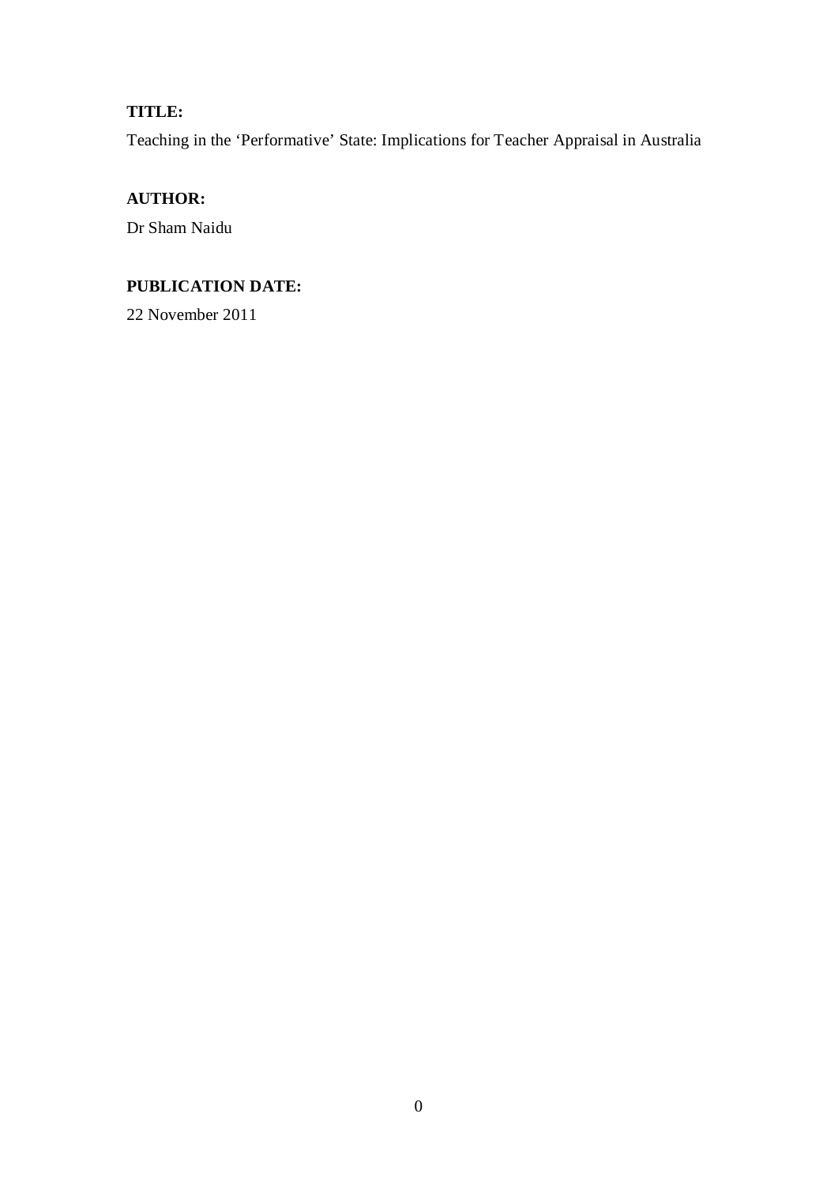**TITLE:**

Teaching in the ‘Performative’ State: Implications for Teacher Appraisal in Australia

**AUTHOR:**

Dr Sham Naidu

**PUBLICATION DATE:**

22 November 2011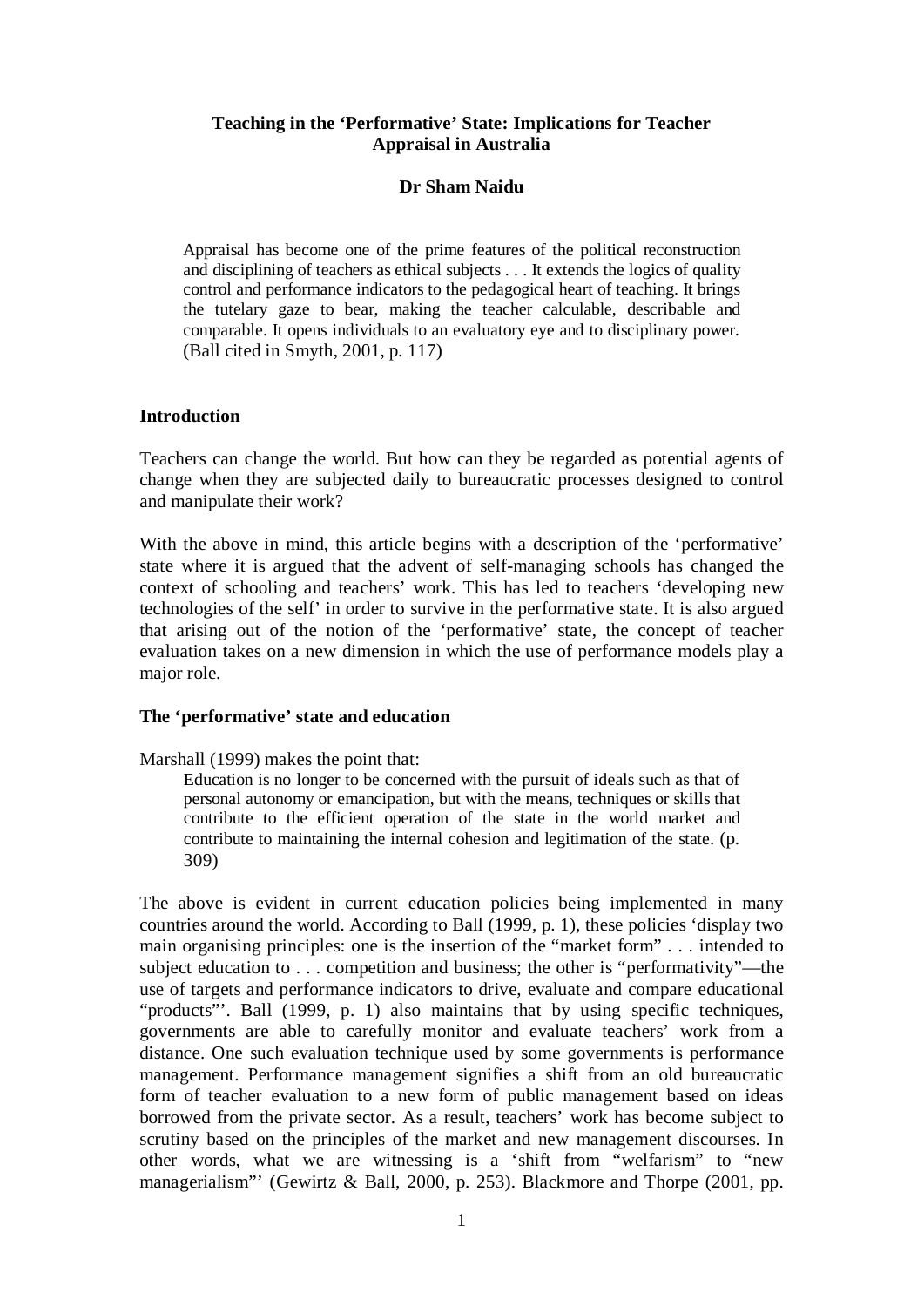**Teaching in the 'Performative' State: Implications for Teacher Appraisal in Australia**

**Dr Sham Naidu**

> Appraisal has become one of the prime features of the political reconstruction and disciplining of teachers as ethical subjects . . . It extends the logics of quality control and performance indicators to the pedagogical heart of teaching. It brings the tutelary gaze to bear, making the teacher calculable, describable and comparable. It opens individuals to an evaluatory eye and to disciplinary power. (Ball cited in Smyth, 2001, p. 117)

## Introduction

Teachers can change the world. But how can they be regarded as potential agents of change when they are subjected daily to bureaucratic processes designed to control and manipulate their work?

With the above in mind, this article begins with a description of the 'performative' state where it is argued that the advent of self-managing schools has changed the context of schooling and teachers' work. This has led to teachers 'developing new technologies of the self' in order to survive in the performative state. It is also argued that arising out of the notion of the 'performative' state, the concept of teacher evaluation takes on a new dimension in which the use of performance models play a major role.

## The 'performative' state and education

Marshall (1999) makes the point that:

> Education is no longer to be concerned with the pursuit of ideals such as that of personal autonomy or emancipation, but with the means, techniques or skills that contribute to the efficient operation of the state in the world market and contribute to maintaining the internal cohesion and legitimation of the state. (p. 309)

The above is evident in current education policies being implemented in many countries around the world. According to Ball (1999, p. 1), these policies 'display two main organising principles: one is the insertion of the "market form" . . . intended to subject education to . . . competition and business; the other is "performativity"—the use of targets and performance indicators to drive, evaluate and compare educational "products"'. Ball (1999, p. 1) also maintains that by using specific techniques, governments are able to carefully monitor and evaluate teachers' work from a distance. One such evaluation technique used by some governments is performance management. Performance management signifies a shift from an old bureaucratic form of teacher evaluation to a new form of public management based on ideas borrowed from the private sector. As a result, teachers' work has become subject to scrutiny based on the principles of the market and new management discourses. In other words, what we are witnessing is a 'shift from "welfarism" to "new managerialism"' (Gewirtz & Ball, 2000, p. 253). Blackmore and Thorpe (2001, pp.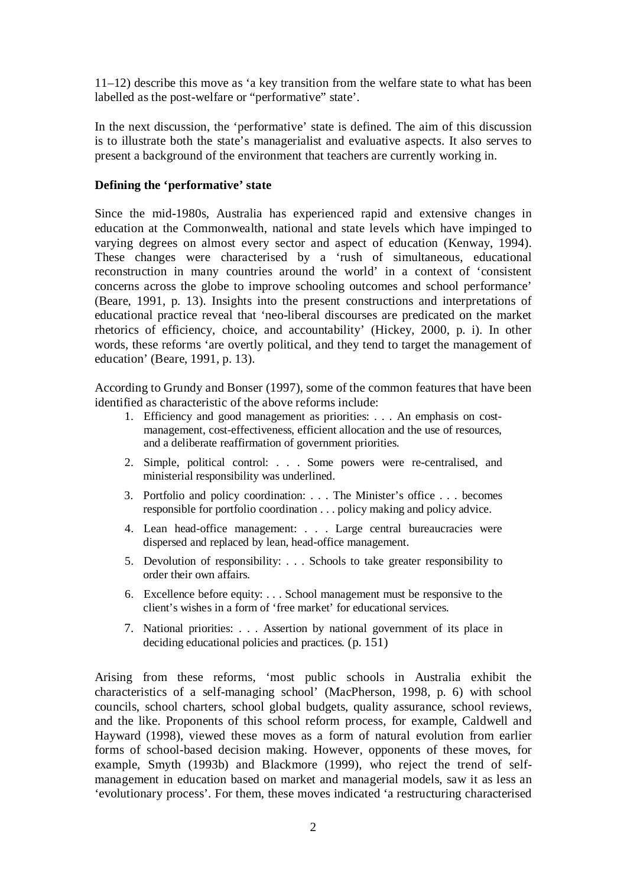11–12) describe this move as 'a key transition from the welfare state to what has been labelled as the post-welfare or "performative" state'.

In the next discussion, the 'performative' state is defined. The aim of this discussion is to illustrate both the state's managerialist and evaluative aspects. It also serves to present a background of the environment that teachers are currently working in.

**Defining the 'performative' state**

Since the mid-1980s, Australia has experienced rapid and extensive changes in education at the Commonwealth, national and state levels which have impinged to varying degrees on almost every sector and aspect of education (Kenway, 1994). These changes were characterised by a 'rush of simultaneous, educational reconstruction in many countries around the world' in a context of 'consistent concerns across the globe to improve schooling outcomes and school performance' (Beare, 1991, p. 13). Insights into the present constructions and interpretations of educational practice reveal that 'neo-liberal discourses are predicated on the market rhetorics of efficiency, choice, and accountability' (Hickey, 2000, p. i). In other words, these reforms 'are overtly political, and they tend to target the management of education' (Beare, 1991, p. 13).

According to Grundy and Bonser (1997), some of the common features that have been identified as characteristic of the above reforms include:

1. Efficiency and good management as priorities: . . . An emphasis on cost-management, cost-effectiveness, efficient allocation and the use of resources, and a deliberate reaffirmation of government priorities.
2. Simple, political control: . . . Some powers were re-centralised, and ministerial responsibility was underlined.
3. Portfolio and policy coordination: . . . The Minister's office . . . becomes responsible for portfolio coordination . . . policy making and policy advice.
4. Lean head-office management: . . . Large central bureaucracies were dispersed and replaced by lean, head-office management.
5. Devolution of responsibility: . . . Schools to take greater responsibility to order their own affairs.
6. Excellence before equity: . . . School management must be responsive to the client's wishes in a form of 'free market' for educational services.
7. National priorities: . . . Assertion by national government of its place in deciding educational policies and practices. (p. 151)

Arising from these reforms, 'most public schools in Australia exhibit the characteristics of a self-managing school' (MacPherson, 1998, p. 6) with school councils, school charters, school global budgets, quality assurance, school reviews, and the like. Proponents of this school reform process, for example, Caldwell and Hayward (1998), viewed these moves as a form of natural evolution from earlier forms of school-based decision making. However, opponents of these moves, for example, Smyth (1993b) and Blackmore (1999), who reject the trend of self-management in education based on market and managerial models, saw it as less an 'evolutionary process'. For them, these moves indicated 'a restructuring characterised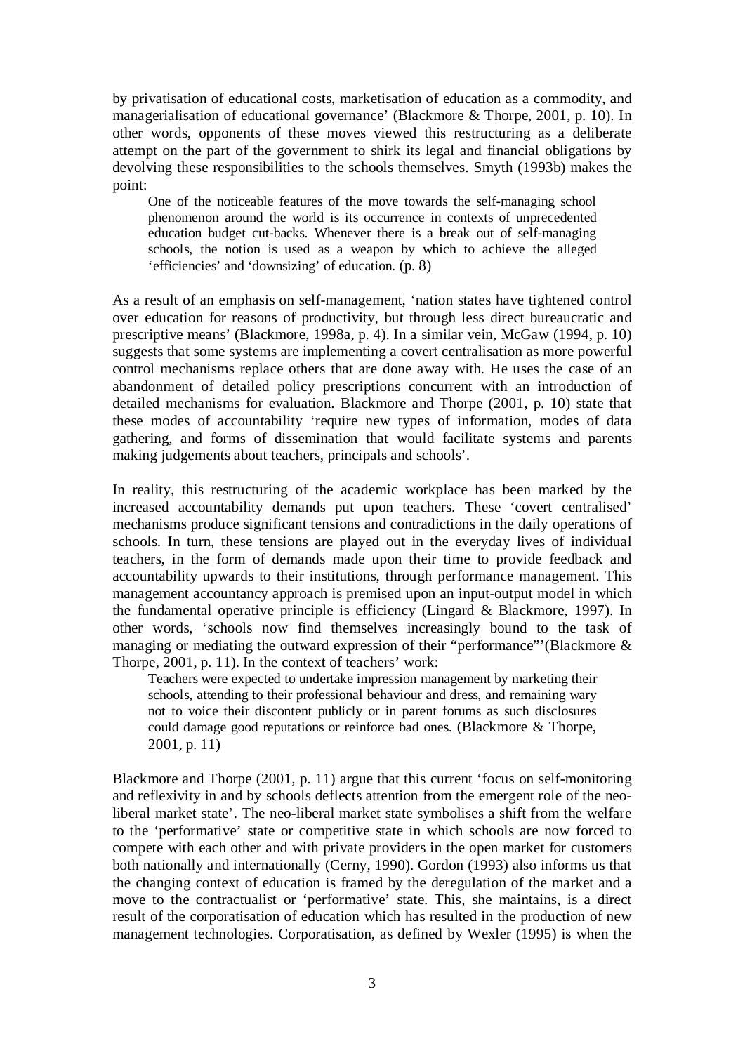by privatisation of educational costs, marketisation of education as a commodity, and managerialisation of educational governance' (Blackmore & Thorpe, 2001, p. 10). In other words, opponents of these moves viewed this restructuring as a deliberate attempt on the part of the government to shirk its legal and financial obligations by devolving these responsibilities to the schools themselves. Smyth (1993b) makes the point:

> One of the noticeable features of the move towards the self-managing school phenomenon around the world is its occurrence in contexts of unprecedented education budget cut-backs. Whenever there is a break out of self-managing schools, the notion is used as a weapon by which to achieve the alleged 'efficiencies' and 'downsizing' of education. (p. 8)

As a result of an emphasis on self-management, 'nation states have tightened control over education for reasons of productivity, but through less direct bureaucratic and prescriptive means' (Blackmore, 1998a, p. 4). In a similar vein, McGaw (1994, p. 10) suggests that some systems are implementing a covert centralisation as more powerful control mechanisms replace others that are done away with. He uses the case of an abandonment of detailed policy prescriptions concurrent with an introduction of detailed mechanisms for evaluation. Blackmore and Thorpe (2001, p. 10) state that these modes of accountability 'require new types of information, modes of data gathering, and forms of dissemination that would facilitate systems and parents making judgements about teachers, principals and schools'.

In reality, this restructuring of the academic workplace has been marked by the increased accountability demands put upon teachers. These 'covert centralised' mechanisms produce significant tensions and contradictions in the daily operations of schools. In turn, these tensions are played out in the everyday lives of individual teachers, in the form of demands made upon their time to provide feedback and accountability upwards to their institutions, through performance management. This management accountancy approach is premised upon an input-output model in which the fundamental operative principle is efficiency (Lingard & Blackmore, 1997). In other words, 'schools now find themselves increasingly bound to the task of managing or mediating the outward expression of their "performance"'(Blackmore & Thorpe, 2001, p. 11). In the context of teachers' work:

> Teachers were expected to undertake impression management by marketing their schools, attending to their professional behaviour and dress, and remaining wary not to voice their discontent publicly or in parent forums as such disclosures could damage good reputations or reinforce bad ones. (Blackmore & Thorpe, 2001, p. 11)

Blackmore and Thorpe (2001, p. 11) argue that this current 'focus on self-monitoring and reflexivity in and by schools deflects attention from the emergent role of the neo-liberal market state'. The neo-liberal market state symbolises a shift from the welfare to the 'performative' state or competitive state in which schools are now forced to compete with each other and with private providers in the open market for customers both nationally and internationally (Cerny, 1990). Gordon (1993) also informs us that the changing context of education is framed by the deregulation of the market and a move to the contractualist or 'performative' state. This, she maintains, is a direct result of the corporatisation of education which has resulted in the production of new management technologies. Corporatisation, as defined by Wexler (1995) is when the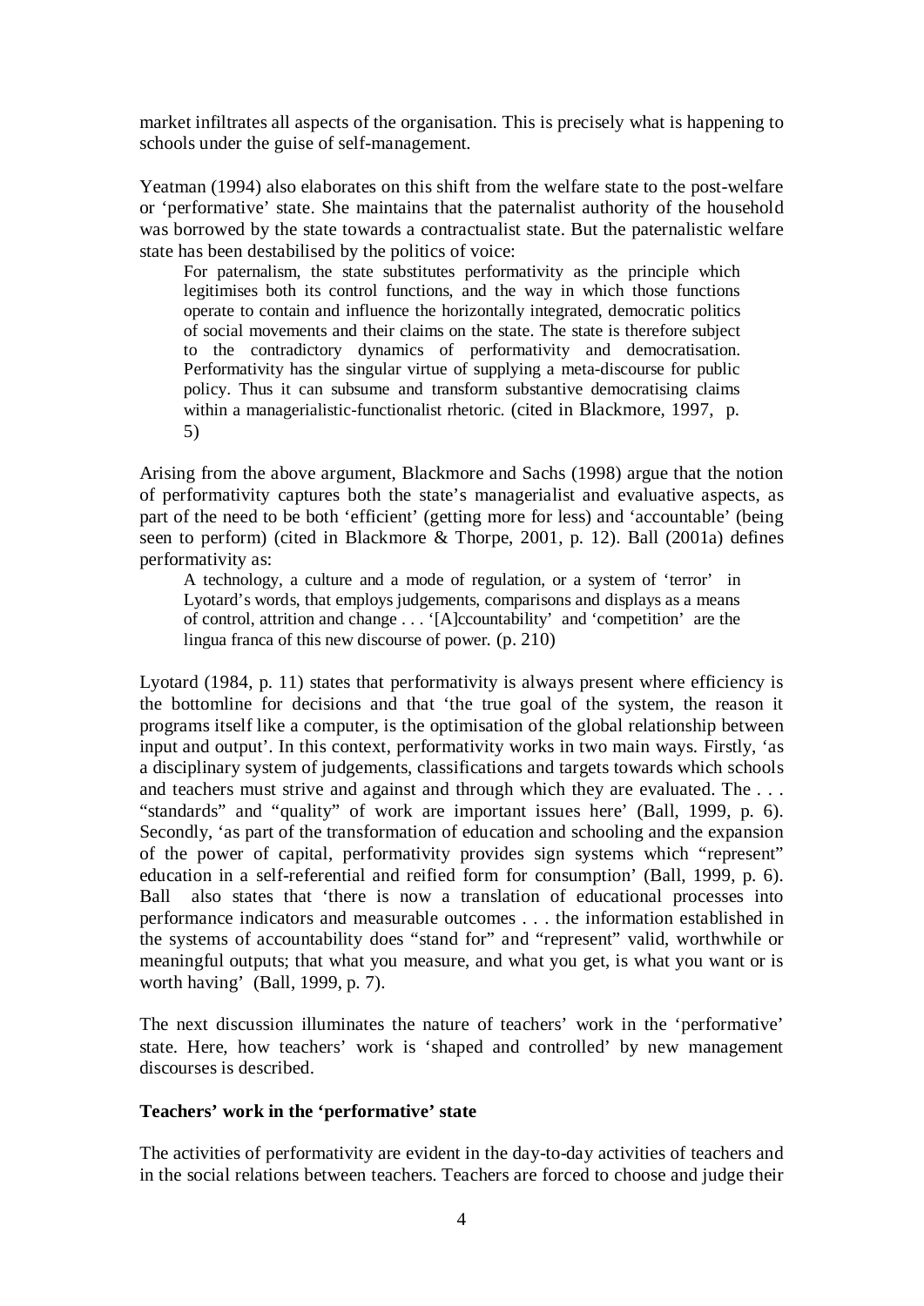market infiltrates all aspects of the organisation. This is precisely what is happening to schools under the guise of self-management.

Yeatman (1994) also elaborates on this shift from the welfare state to the post-welfare or 'performative' state. She maintains that the paternalist authority of the household was borrowed by the state towards a contractualist state. But the paternalistic welfare state has been destabilised by the politics of voice:

> For paternalism, the state substitutes performativity as the principle which legitimises both its control functions, and the way in which those functions operate to contain and influence the horizontally integrated, democratic politics of social movements and their claims on the state. The state is therefore subject to the contradictory dynamics of performativity and democratisation. Performativity has the singular virtue of supplying a meta-discourse for public policy. Thus it can subsume and transform substantive democratising claims within a managerialistic-functionalist rhetoric. (cited in Blackmore, 1997, p. 5)

Arising from the above argument, Blackmore and Sachs (1998) argue that the notion of performativity captures both the state's managerialist and evaluative aspects, as part of the need to be both 'efficient' (getting more for less) and 'accountable' (being seen to perform) (cited in Blackmore & Thorpe, 2001, p. 12). Ball (2001a) defines performativity as:

> A technology, a culture and a mode of regulation, or a system of 'terror' in Lyotard's words, that employs judgements, comparisons and displays as a means of control, attrition and change . . . '[A]ccountability' and 'competition' are the lingua franca of this new discourse of power. (p. 210)

Lyotard (1984, p. 11) states that performativity is always present where efficiency is the bottomline for decisions and that 'the true goal of the system, the reason it programs itself like a computer, is the optimisation of the global relationship between input and output'. In this context, performativity works in two main ways. Firstly, 'as a disciplinary system of judgements, classifications and targets towards which schools and teachers must strive and against and through which they are evaluated. The . . . "standards" and "quality" of work are important issues here' (Ball, 1999, p. 6). Secondly, 'as part of the transformation of education and schooling and the expansion of the power of capital, performativity provides sign systems which "represent" education in a self-referential and reified form for consumption' (Ball, 1999, p. 6). Ball also states that 'there is now a translation of educational processes into performance indicators and measurable outcomes . . . the information established in the systems of accountability does "stand for" and "represent" valid, worthwhile or meaningful outputs; that what you measure, and what you get, is what you want or is worth having' (Ball, 1999, p. 7).

The next discussion illuminates the nature of teachers' work in the 'performative' state. Here, how teachers' work is 'shaped and controlled' by new management discourses is described.

**Teachers' work in the 'performative' state**

The activities of performativity are evident in the day-to-day activities of teachers and in the social relations between teachers. Teachers are forced to choose and judge their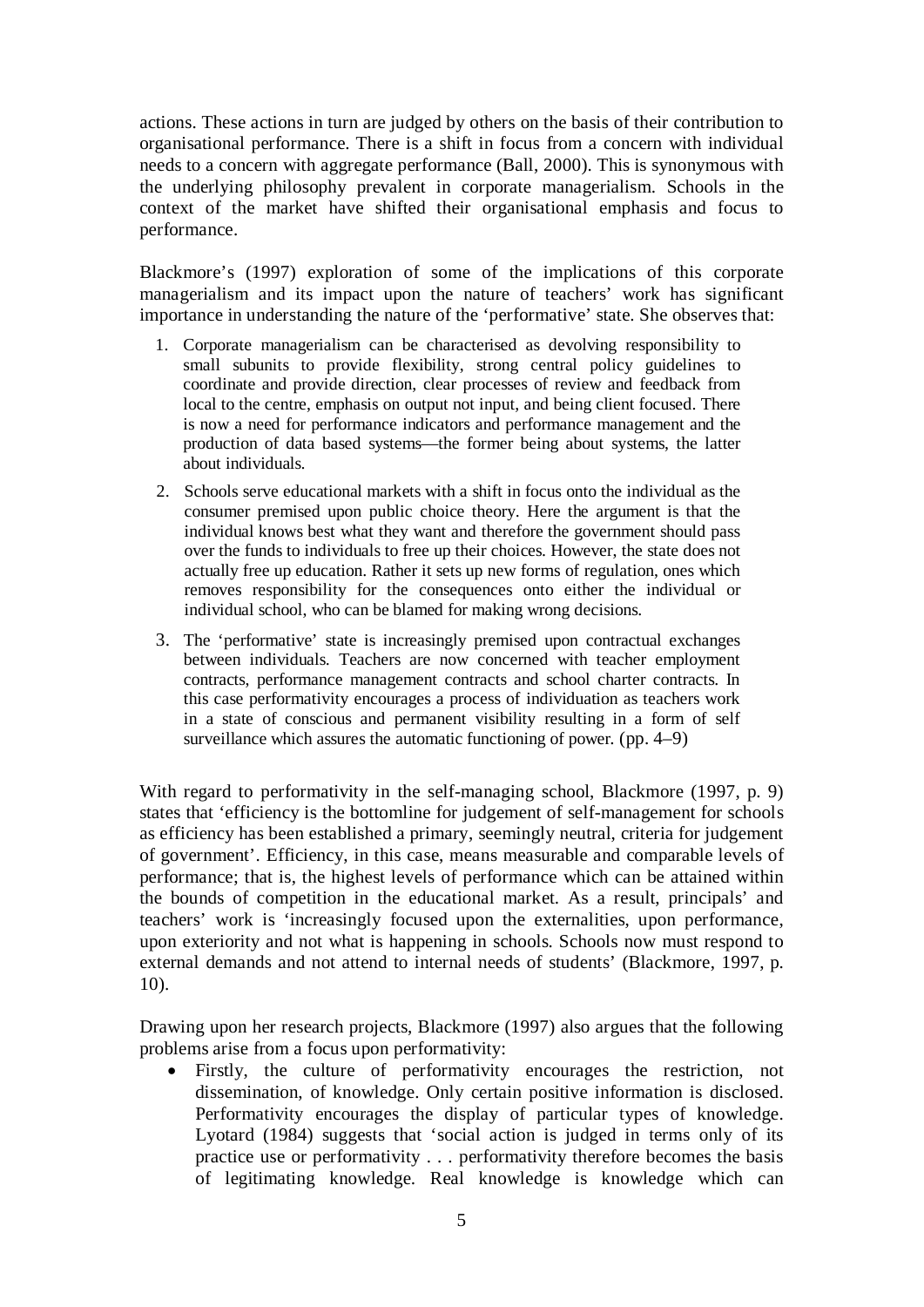actions. These actions in turn are judged by others on the basis of their contribution to organisational performance. There is a shift in focus from a concern with individual needs to a concern with aggregate performance (Ball, 2000). This is synonymous with the underlying philosophy prevalent in corporate managerialism. Schools in the context of the market have shifted their organisational emphasis and focus to performance.

Blackmore's (1997) exploration of some of the implications of this corporate managerialism and its impact upon the nature of teachers' work has significant importance in understanding the nature of the 'performative' state. She observes that:

> 1. Corporate managerialism can be characterised as devolving responsibility to small subunits to provide flexibility, strong central policy guidelines to coordinate and provide direction, clear processes of review and feedback from local to the centre, emphasis on output not input, and being client focused. There is now a need for performance indicators and performance management and the production of data based systems—the former being about systems, the latter about individuals.
> 2. Schools serve educational markets with a shift in focus onto the individual as the consumer premised upon public choice theory. Here the argument is that the individual knows best what they want and therefore the government should pass over the funds to individuals to free up their choices. However, the state does not actually free up education. Rather it sets up new forms of regulation, ones which removes responsibility for the consequences onto either the individual or individual school, who can be blamed for making wrong decisions.
> 3. The 'performative' state is increasingly premised upon contractual exchanges between individuals. Teachers are now concerned with teacher employment contracts, performance management contracts and school charter contracts. In this case performativity encourages a process of individuation as teachers work in a state of conscious and permanent visibility resulting in a form of self surveillance which assures the automatic functioning of power. (pp. 4–9)

With regard to performativity in the self-managing school, Blackmore (1997, p. 9) states that 'efficiency is the bottomline for judgement of self-management for schools as efficiency has been established a primary, seemingly neutral, criteria for judgement of government'. Efficiency, in this case, means measurable and comparable levels of performance; that is, the highest levels of performance which can be attained within the bounds of competition in the educational market. As a result, principals' and teachers' work is 'increasingly focused upon the externalities, upon performance, upon exteriority and not what is happening in schools. Schools now must respond to external demands and not attend to internal needs of students' (Blackmore, 1997, p. 10).

Drawing upon her research projects, Blackmore (1997) also argues that the following problems arise from a focus upon performativity:

- Firstly, the culture of performativity encourages the restriction, not dissemination, of knowledge. Only certain positive information is disclosed. Performativity encourages the display of particular types of knowledge. Lyotard (1984) suggests that 'social action is judged in terms only of its practice use or performativity . . . performativity therefore becomes the basis of legitimating knowledge. Real knowledge is knowledge which can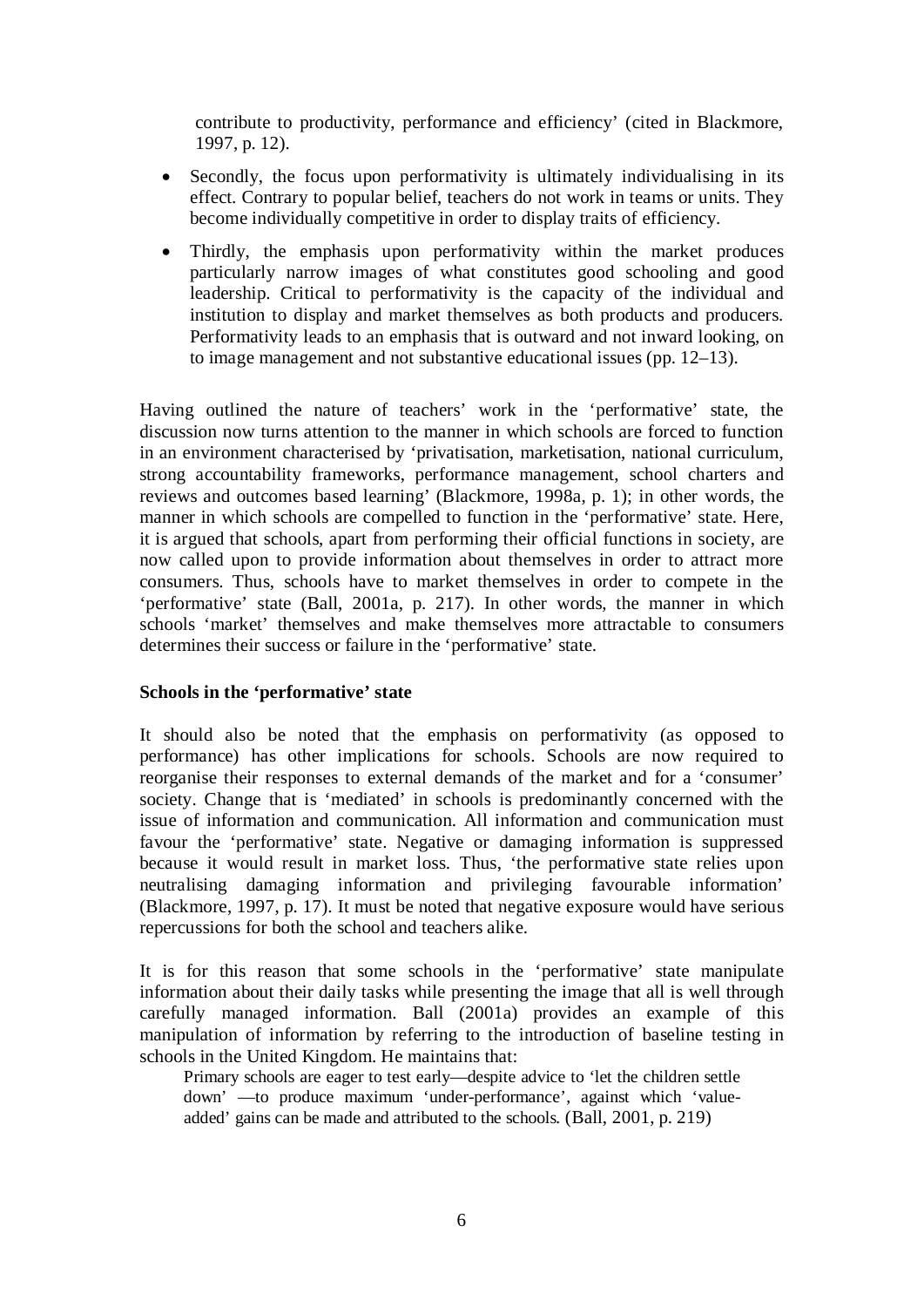contribute to productivity, performance and efficiency' (cited in Blackmore, 1997, p. 12).

- Secondly, the focus upon performativity is ultimately individualising in its effect. Contrary to popular belief, teachers do not work in teams or units. They become individually competitive in order to display traits of efficiency.
- Thirdly, the emphasis upon performativity within the market produces particularly narrow images of what constitutes good schooling and good leadership. Critical to performativity is the capacity of the individual and institution to display and market themselves as both products and producers. Performativity leads to an emphasis that is outward and not inward looking, on to image management and not substantive educational issues (pp. 12–13).

Having outlined the nature of teachers' work in the 'performative' state, the discussion now turns attention to the manner in which schools are forced to function in an environment characterised by 'privatisation, marketisation, national curriculum, strong accountability frameworks, performance management, school charters and reviews and outcomes based learning' (Blackmore, 1998a, p. 1); in other words, the manner in which schools are compelled to function in the 'performative' state. Here, it is argued that schools, apart from performing their official functions in society, are now called upon to provide information about themselves in order to attract more consumers. Thus, schools have to market themselves in order to compete in the 'performative' state (Ball, 2001a, p. 217). In other words, the manner in which schools 'market' themselves and make themselves more attractable to consumers determines their success or failure in the 'performative' state.

**Schools in the 'performative' state**

It should also be noted that the emphasis on performativity (as opposed to performance) has other implications for schools. Schools are now required to reorganise their responses to external demands of the market and for a 'consumer' society. Change that is 'mediated' in schools is predominantly concerned with the issue of information and communication. All information and communication must favour the 'performative' state. Negative or damaging information is suppressed because it would result in market loss. Thus, 'the performative state relies upon neutralising damaging information and privileging favourable information' (Blackmore, 1997, p. 17). It must be noted that negative exposure would have serious repercussions for both the school and teachers alike.

It is for this reason that some schools in the 'performative' state manipulate information about their daily tasks while presenting the image that all is well through carefully managed information. Ball (2001a) provides an example of this manipulation of information by referring to the introduction of baseline testing in schools in the United Kingdom. He maintains that:

> Primary schools are eager to test early—despite advice to 'let the children settle down' —to produce maximum 'under-performance', against which 'value-added' gains can be made and attributed to the schools. (Ball, 2001, p. 219)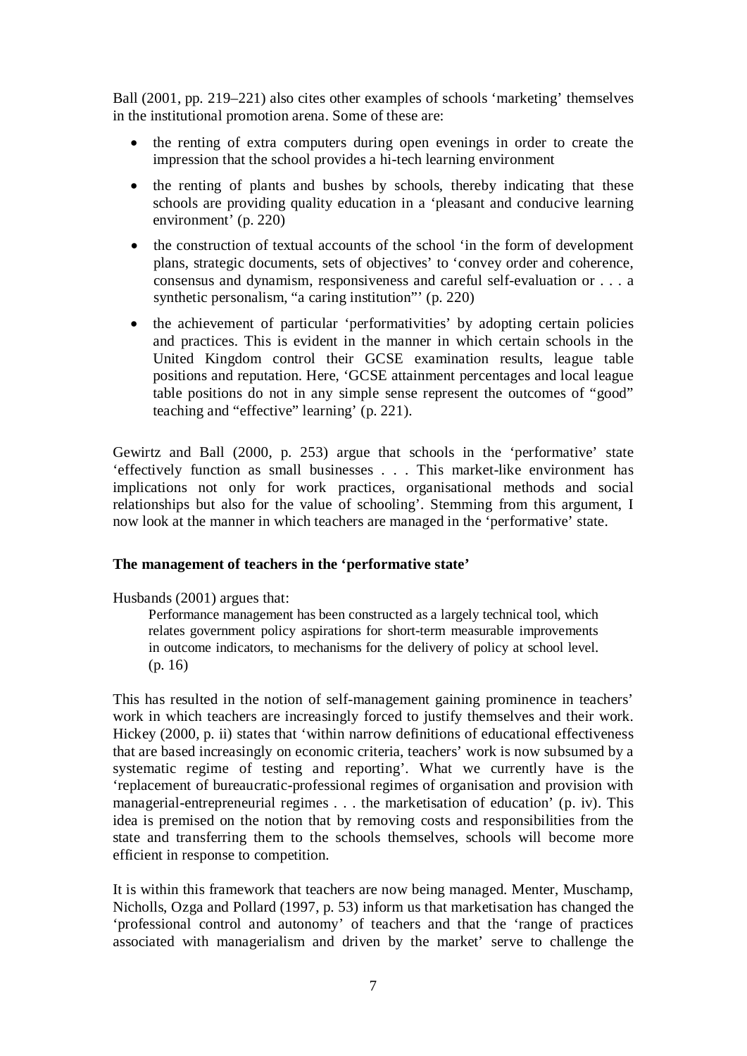Ball (2001, pp. 219–221) also cites other examples of schools 'marketing' themselves in the institutional promotion arena. Some of these are:

- the renting of extra computers during open evenings in order to create the impression that the school provides a hi-tech learning environment
- the renting of plants and bushes by schools, thereby indicating that these schools are providing quality education in a 'pleasant and conducive learning environment' (p. 220)
- the construction of textual accounts of the school 'in the form of development plans, strategic documents, sets of objectives' to 'convey order and coherence, consensus and dynamism, responsiveness and careful self-evaluation or . . . a synthetic personalism, "a caring institution"' (p. 220)
- the achievement of particular 'performativities' by adopting certain policies and practices. This is evident in the manner in which certain schools in the United Kingdom control their GCSE examination results, league table positions and reputation. Here, 'GCSE attainment percentages and local league table positions do not in any simple sense represent the outcomes of "good" teaching and "effective" learning' (p. 221).

Gewirtz and Ball (2000, p. 253) argue that schools in the 'performative' state 'effectively function as small businesses . . . This market-like environment has implications not only for work practices, organisational methods and social relationships but also for the value of schooling'. Stemming from this argument, I now look at the manner in which teachers are managed in the 'performative' state.

**The management of teachers in the 'performative state'**

Husbands (2001) argues that:

> Performance management has been constructed as a largely technical tool, which relates government policy aspirations for short-term measurable improvements in outcome indicators, to mechanisms for the delivery of policy at school level. (p. 16)

This has resulted in the notion of self-management gaining prominence in teachers' work in which teachers are increasingly forced to justify themselves and their work. Hickey (2000, p. ii) states that 'within narrow definitions of educational effectiveness that are based increasingly on economic criteria, teachers' work is now subsumed by a systematic regime of testing and reporting'. What we currently have is the 'replacement of bureaucratic-professional regimes of organisation and provision with managerial-entrepreneurial regimes . . . the marketisation of education' (p. iv). This idea is premised on the notion that by removing costs and responsibilities from the state and transferring them to the schools themselves, schools will become more efficient in response to competition.

It is within this framework that teachers are now being managed. Menter, Muschamp, Nicholls, Ozga and Pollard (1997, p. 53) inform us that marketisation has changed the 'professional control and autonomy' of teachers and that the 'range of practices associated with managerialism and driven by the market' serve to challenge the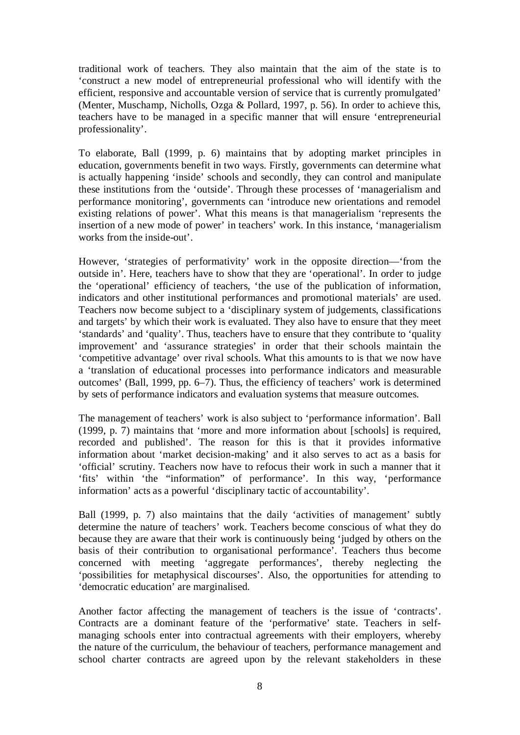traditional work of teachers. They also maintain that the aim of the state is to 'construct a new model of entrepreneurial professional who will identify with the efficient, responsive and accountable version of service that is currently promulgated' (Menter, Muschamp, Nicholls, Ozga & Pollard, 1997, p. 56). In order to achieve this, teachers have to be managed in a specific manner that will ensure 'entrepreneurial professionality'.

To elaborate, Ball (1999, p. 6) maintains that by adopting market principles in education, governments benefit in two ways. Firstly, governments can determine what is actually happening 'inside' schools and secondly, they can control and manipulate these institutions from the 'outside'. Through these processes of 'managerialism and performance monitoring', governments can 'introduce new orientations and remodel existing relations of power'. What this means is that managerialism 'represents the insertion of a new mode of power' in teachers' work. In this instance, 'managerialism works from the inside-out'.

However, 'strategies of performativity' work in the opposite direction—'from the outside in'. Here, teachers have to show that they are 'operational'. In order to judge the 'operational' efficiency of teachers, 'the use of the publication of information, indicators and other institutional performances and promotional materials' are used. Teachers now become subject to a 'disciplinary system of judgements, classifications and targets' by which their work is evaluated. They also have to ensure that they meet 'standards' and 'quality'. Thus, teachers have to ensure that they contribute to 'quality improvement' and 'assurance strategies' in order that their schools maintain the 'competitive advantage' over rival schools. What this amounts to is that we now have a 'translation of educational processes into performance indicators and measurable outcomes' (Ball, 1999, pp. 6–7). Thus, the efficiency of teachers' work is determined by sets of performance indicators and evaluation systems that measure outcomes.

The management of teachers' work is also subject to 'performance information'. Ball (1999, p. 7) maintains that 'more and more information about [schools] is required, recorded and published'. The reason for this is that it provides informative information about 'market decision-making' and it also serves to act as a basis for 'official' scrutiny. Teachers now have to refocus their work in such a manner that it 'fits' within 'the "information" of performance'. In this way, 'performance information' acts as a powerful 'disciplinary tactic of accountability'.

Ball (1999, p. 7) also maintains that the daily 'activities of management' subtly determine the nature of teachers' work. Teachers become conscious of what they do because they are aware that their work is continuously being 'judged by others on the basis of their contribution to organisational performance'. Teachers thus become concerned with meeting 'aggregate performances', thereby neglecting the 'possibilities for metaphysical discourses'. Also, the opportunities for attending to 'democratic education' are marginalised.

Another factor affecting the management of teachers is the issue of 'contracts'. Contracts are a dominant feature of the 'performative' state. Teachers in self-managing schools enter into contractual agreements with their employers, whereby the nature of the curriculum, the behaviour of teachers, performance management and school charter contracts are agreed upon by the relevant stakeholders in these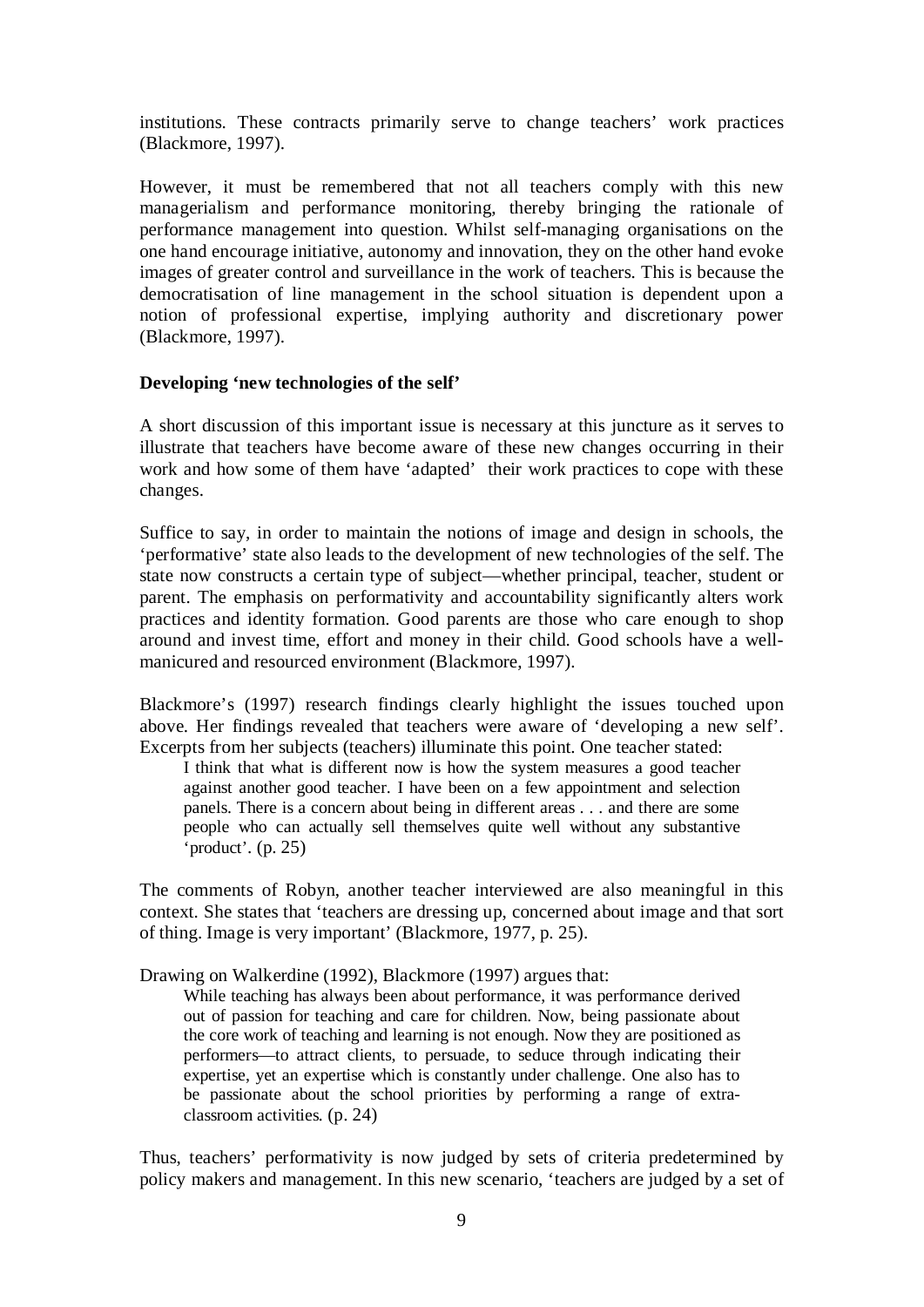institutions. These contracts primarily serve to change teachers' work practices (Blackmore, 1997).

However, it must be remembered that not all teachers comply with this new managerialism and performance monitoring, thereby bringing the rationale of performance management into question. Whilst self-managing organisations on the one hand encourage initiative, autonomy and innovation, they on the other hand evoke images of greater control and surveillance in the work of teachers. This is because the democratisation of line management in the school situation is dependent upon a notion of professional expertise, implying authority and discretionary power (Blackmore, 1997).

**Developing 'new technologies of the self'**

A short discussion of this important issue is necessary at this juncture as it serves to illustrate that teachers have become aware of these new changes occurring in their work and how some of them have 'adapted' their work practices to cope with these changes.

Suffice to say, in order to maintain the notions of image and design in schools, the 'performative' state also leads to the development of new technologies of the self. The state now constructs a certain type of subject—whether principal, teacher, student or parent. The emphasis on performativity and accountability significantly alters work practices and identity formation. Good parents are those who care enough to shop around and invest time, effort and money in their child. Good schools have a well-manicured and resourced environment (Blackmore, 1997).

Blackmore's (1997) research findings clearly highlight the issues touched upon above. Her findings revealed that teachers were aware of 'developing a new self'. Excerpts from her subjects (teachers) illuminate this point. One teacher stated:

> I think that what is different now is how the system measures a good teacher against another good teacher. I have been on a few appointment and selection panels. There is a concern about being in different areas . . . and there are some people who can actually sell themselves quite well without any substantive 'product'. (p. 25)

The comments of Robyn, another teacher interviewed are also meaningful in this context. She states that 'teachers are dressing up, concerned about image and that sort of thing. Image is very important' (Blackmore, 1977, p. 25).

Drawing on Walkerdine (1992), Blackmore (1997) argues that:

> While teaching has always been about performance, it was performance derived out of passion for teaching and care for children. Now, being passionate about the core work of teaching and learning is not enough. Now they are positioned as performers—to attract clients, to persuade, to seduce through indicating their expertise, yet an expertise which is constantly under challenge. One also has to be passionate about the school priorities by performing a range of extra-classroom activities. (p. 24)

Thus, teachers' performativity is now judged by sets of criteria predetermined by policy makers and management. In this new scenario, 'teachers are judged by a set of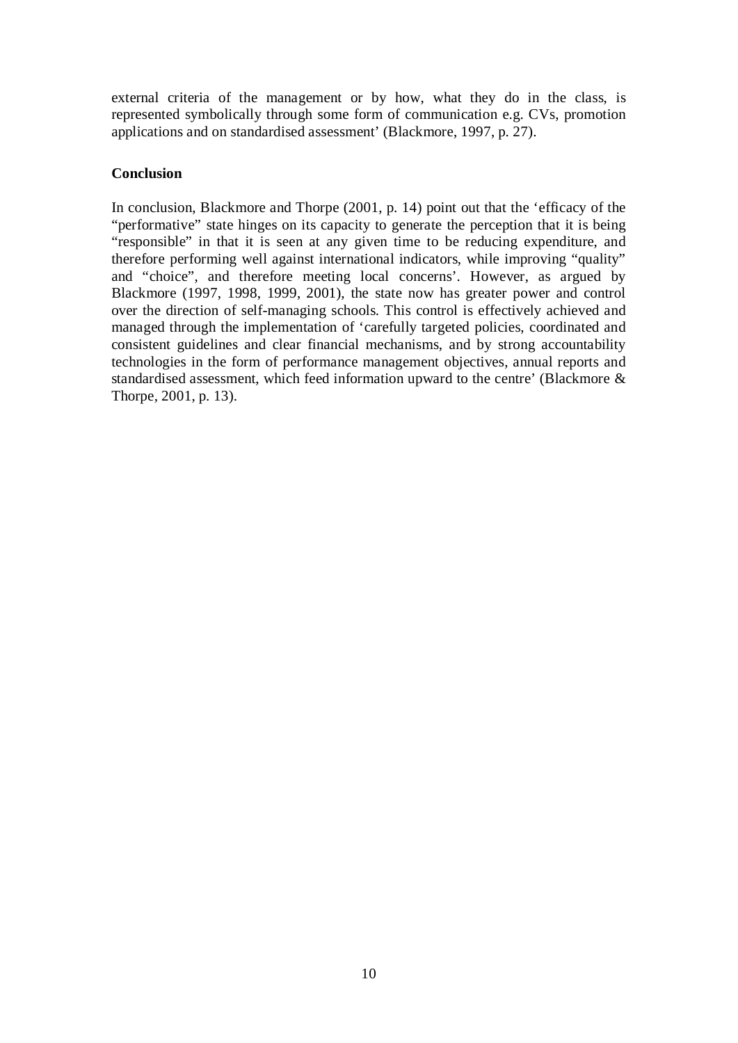external criteria of the management or by how, what they do in the class, is represented symbolically through some form of communication e.g. CVs, promotion applications and on standardised assessment' (Blackmore, 1997, p. 27).

**Conclusion**

In conclusion, Blackmore and Thorpe (2001, p. 14) point out that the 'efficacy of the "performative" state hinges on its capacity to generate the perception that it is being "responsible" in that it is seen at any given time to be reducing expenditure, and therefore performing well against international indicators, while improving "quality" and "choice", and therefore meeting local concerns'. However, as argued by Blackmore (1997, 1998, 1999, 2001), the state now has greater power and control over the direction of self-managing schools. This control is effectively achieved and managed through the implementation of 'carefully targeted policies, coordinated and consistent guidelines and clear financial mechanisms, and by strong accountability technologies in the form of performance management objectives, annual reports and standardised assessment, which feed information upward to the centre' (Blackmore & Thorpe, 2001, p. 13).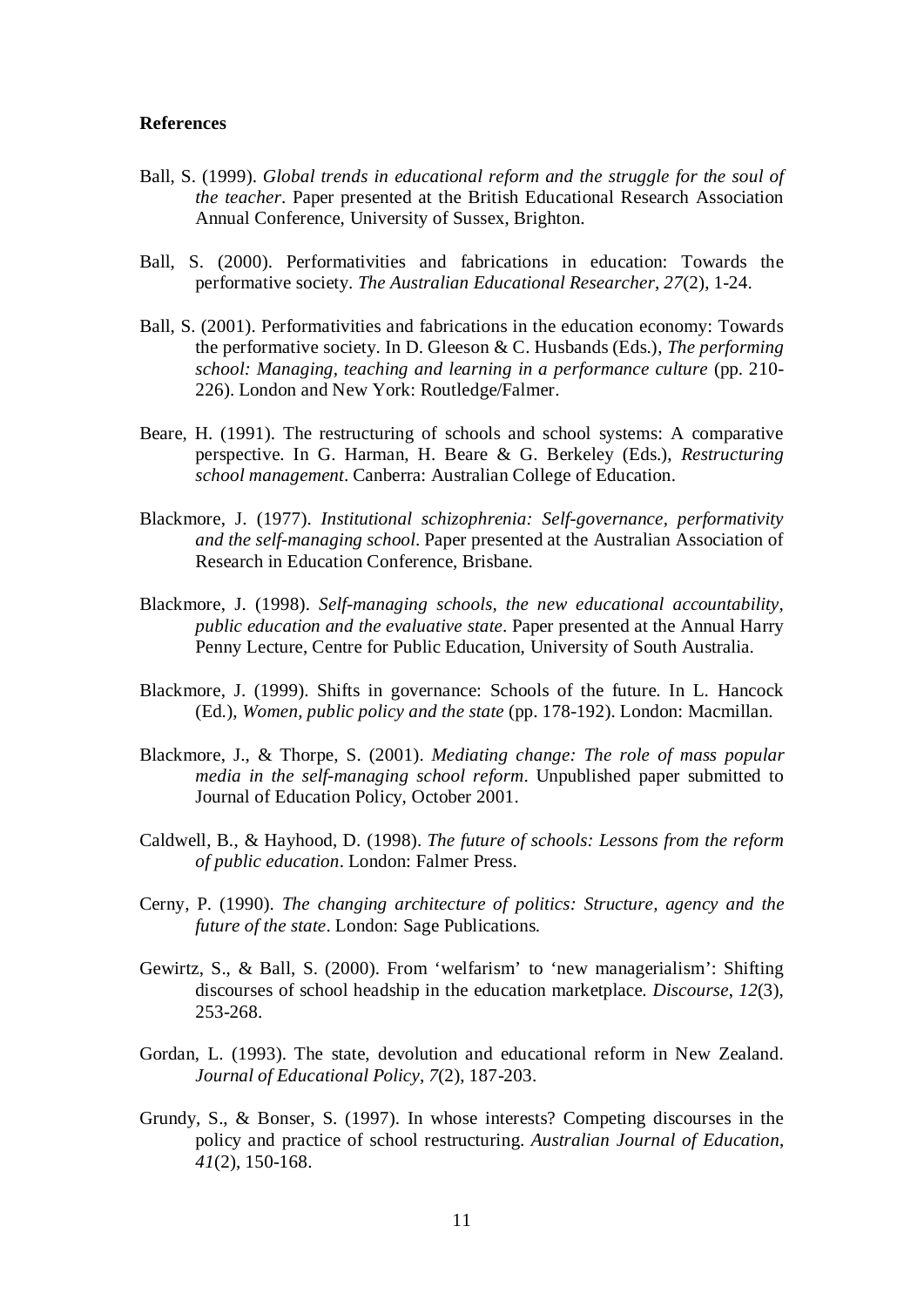**References**

Ball, S. (1999). *Global trends in educational reform and the struggle for the soul of the teacher*. Paper presented at the British Educational Research Association Annual Conference, University of Sussex, Brighton.

Ball, S. (2000). Performativities and fabrications in education: Towards the performative society. *The Australian Educational Researcher*, *27*(2), 1-24.

Ball, S. (2001). Performativities and fabrications in the education economy: Towards the performative society. In D. Gleeson & C. Husbands (Eds.), *The performing school: Managing, teaching and learning in a performance culture* (pp. 210-226). London and New York: Routledge/Falmer.

Beare, H. (1991). The restructuring of schools and school systems: A comparative perspective. In G. Harman, H. Beare & G. Berkeley (Eds.), *Restructuring school management*. Canberra: Australian College of Education.

Blackmore, J. (1977). *Institutional schizophrenia: Self-governance, performativity and the self-managing school*. Paper presented at the Australian Association of Research in Education Conference, Brisbane.

Blackmore, J. (1998). *Self-managing schools, the new educational accountability, public education and the evaluative state*. Paper presented at the Annual Harry Penny Lecture, Centre for Public Education, University of South Australia.

Blackmore, J. (1999). Shifts in governance: Schools of the future. In L. Hancock (Ed.), *Women, public policy and the state* (pp. 178-192). London: Macmillan.

Blackmore, J., & Thorpe, S. (2001). *Mediating change: The role of mass popular media in the self-managing school reform*. Unpublished paper submitted to Journal of Education Policy, October 2001.

Caldwell, B., & Hayhood, D. (1998). *The future of schools: Lessons from the reform of public education*. London: Falmer Press.

Cerny, P. (1990). *The changing architecture of politics: Structure, agency and the future of the state*. London: Sage Publications.

Gewirtz, S., & Ball, S. (2000). From 'welfarism' to 'new managerialism': Shifting discourses of school headship in the education marketplace. *Discourse*, *12*(3), 253-268.

Gordan, L. (1993). The state, devolution and educational reform in New Zealand. *Journal of Educational Policy*, *7*(2), 187-203.

Grundy, S., & Bonser, S. (1997). In whose interests? Competing discourses in the policy and practice of school restructuring. *Australian Journal of Education*, *41*(2), 150-168.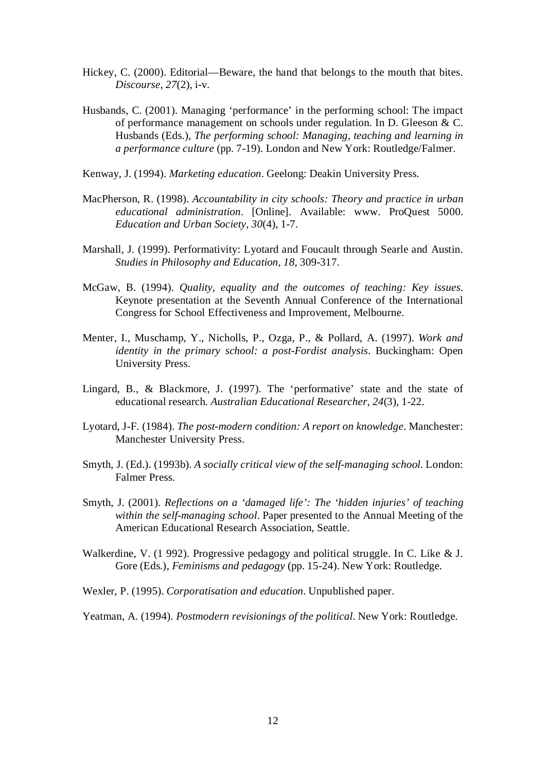Hickey, C. (2000). Editorial—Beware, the hand that belongs to the mouth that bites. *Discourse*, *27*(2), i-v.

Husbands, C. (2001). Managing 'performance' in the performing school: The impact of performance management on schools under regulation. In D. Gleeson & C. Husbands (Eds.), *The performing school: Managing, teaching and learning in a performance culture* (pp. 7-19). London and New York: Routledge/Falmer.

Kenway, J. (1994). *Marketing education*. Geelong: Deakin University Press.

MacPherson, R. (1998). *Accountability in city schools: Theory and practice in urban educational administration*. [Online]. Available: www. ProQuest 5000. *Education and Urban Society*, *30*(4), 1-7.

Marshall, J. (1999). Performativity: Lyotard and Foucault through Searle and Austin. *Studies in Philosophy and Education*, *18*, 309-317.

McGaw, B. (1994). *Quality, equality and the outcomes of teaching: Key issues*. Keynote presentation at the Seventh Annual Conference of the International Congress for School Effectiveness and Improvement, Melbourne.

Menter, I., Muschamp, Y., Nicholls, P., Ozga, P., & Pollard, A. (1997). *Work and identity in the primary school: a post-Fordist analysis*. Buckingham: Open University Press.

Lingard, B., & Blackmore, J. (1997). The 'performative' state and the state of educational research. *Australian Educational Researcher*, *24*(3), 1-22.

Lyotard, J-F. (1984). *The post-modern condition: A report on knowledge*. Manchester: Manchester University Press.

Smyth, J. (Ed.). (1993b). *A socially critical view of the self-managing school*. London: Falmer Press.

Smyth, J. (2001). *Reflections on a 'damaged life': The 'hidden injuries' of teaching within the self-managing school*. Paper presented to the Annual Meeting of the American Educational Research Association, Seattle.

Walkerdine, V. (1 992). Progressive pedagogy and political struggle. In C. Like & J. Gore (Eds.), *Feminisms and pedagogy* (pp. 15-24). New York: Routledge.

Wexler, P. (1995). *Corporatisation and education*. Unpublished paper.

Yeatman, A. (1994). *Postmodern revisionings of the political*. New York: Routledge.